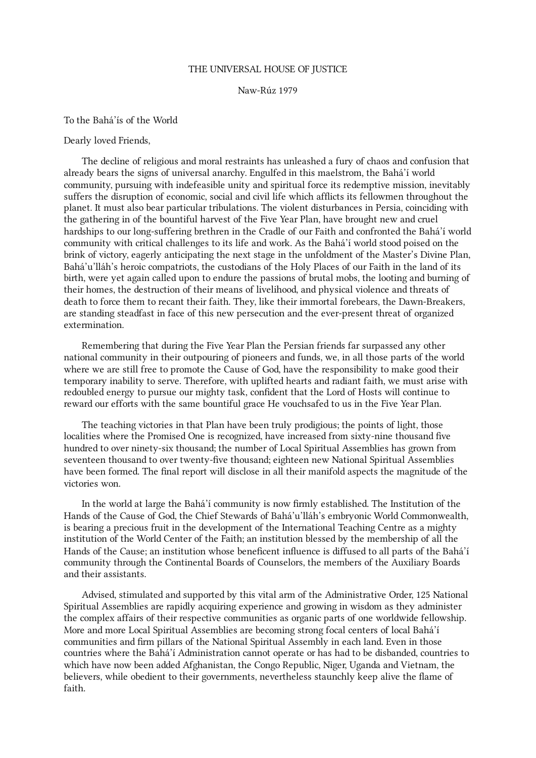THE UNIVERSAL HOUSE OF JUSTICE

Naw-Rúz 1979

To the Bahá'ís of the World

Dearly loved Friends,

The decline of religious and moral restraints has unleashed a fury of chaos and confusion that already bears the signs of universal anarchy. Engulfed in this maelstrom, the Bahá'í world community, pursuing with indefeasible unity and spiritual force its redemptive mission, inevitably suffers the disruption of economic, social and civil life which afflicts its fellowmen throughout the planet. It must also bear particular tribulations. The violent disturbances in Persia, coinciding with the gathering in of the bountiful harvest of the Five Year Plan, have brought new and cruel hardships to our long-suffering brethren in the Cradle of our Faith and confronted the Bahá'í world community with critical challenges to its life and work. As the Bahá'í world stood poised on the brink of victory, eagerly anticipating the next stage in the unfoldment of the Master's Divine Plan, Bahá'u'lláh's heroic compatriots, the custodians of the Holy Places of our Faith in the land of its birth, were yet again called upon to endure the passions of brutal mobs, the looting and burning of their homes, the destruction of their means of livelihood, and physical violence and threats of death to force them to recant their faith. They, like their immortal forebears, the Dawn-Breakers, are standing steadfast in face of this new persecution and the ever-present threat of organized extermination.

Remembering that during the Five Year Plan the Persian friends far surpassed any other national community in their outpouring of pioneers and funds, we, in all those parts of the world where we are still free to promote the Cause of God, have the responsibility to make good their temporary inability to serve. Therefore, with uplifted hearts and radiant faith, we must arise with redoubled energy to pursue our mighty task, confident that the Lord of Hosts will continue to reward our efforts with the same bountiful grace He vouchsafed to us in the Five Year Plan.

The teaching victories in that Plan have been truly prodigious; the points of light, those localities where the Promised One is recognized, have increased from sixty-nine thousand five hundred to over ninety-six thousand; the number of Local Spiritual Assemblies has grown from seventeen thousand to over twenty-five thousand; eighteen new National Spiritual Assemblies have been formed. The final report will disclose in all their manifold aspects the magnitude of the victories won.

In the world at large the Bahá'í community is now firmly established. The Institution of the Hands of the Cause of God, the Chief Stewards of Bahá'u'lláh's embryonic World Commonwealth, is bearing a precious fruit in the development of the International Teaching Centre as a mighty institution of the World Center of the Faith; an institution blessed by the membership of all the Hands of the Cause; an institution whose beneficent influence is diffused to all parts of the Bahá'í community through the Continental Boards of Counselors, the members of the Auxiliary Boards and their assistants.

Advised, stimulated and supported by this vital arm of the Administrative Order, 125 National Spiritual Assemblies are rapidly acquiring experience and growing in wisdom as they administer the complex affairs of their respective communities as organic parts of one worldwide fellowship. More and more Local Spiritual Assemblies are becoming strong focal centers of local Bahá'í communities and firm pillars of the National Spiritual Assembly in each land. Even in those countries where the Bahá'í Administration cannot operate or has had to be disbanded, countries to which have now been added Afghanistan, the Congo Republic, Niger, Uganda and Vietnam, the believers, while obedient to their governments, nevertheless staunchly keep alive the flame of faith.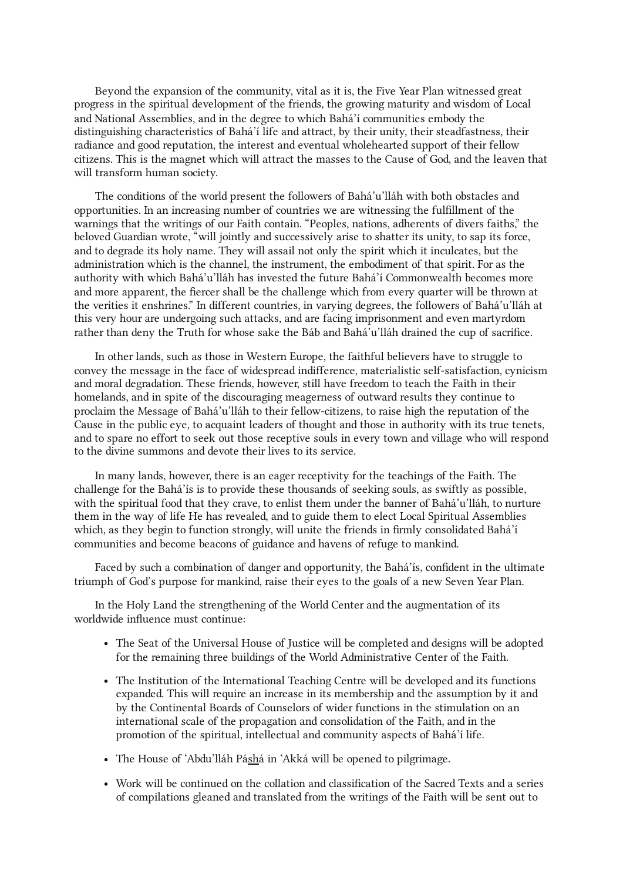Beyond the expansion of the community, vital as it is, the Five Year Plan witnessed great progress in the spiritual development of the friends, the growing maturity and wisdom of Local and National Assemblies, and in the degree to which Bahá'í communities embody the distinguishing characteristics of Bahá'í life and attract, by their unity, their steadfastness, their radiance and good reputation, the interest and eventual wholehearted support of their fellow citizens. This is the magnet which will attract the masses to the Cause of God, and the leaven that will transform human society.

The conditions of the world present the followers of Bahá'u'lláh with both obstacles and opportunities. In an increasing number of countries we are witnessing the fulfillment of the warnings that the writings of our Faith contain. "Peoples, nations, adherents of divers faiths," the beloved Guardian wrote, "will jointly and successively arise to shatter its unity, to sap its force, and to degrade its holy name. They will assail not only the spirit which it inculcates, but the administration which is the channel, the instrument, the embodiment of that spirit. For as the authority with which Bahá'u'lláh has invested the future Bahá'í Commonwealth becomes more and more apparent, the fiercer shall be the challenge which from every quarter will be thrown at the verities it enshrines." In different countries, in varying degrees, the followers of Bahá'u'lláh at this very hour are undergoing such attacks, and are facing imprisonment and even martyrdom rather than deny the Truth for whose sake the Báb and Bahá'u'lláh drained the cup of sacrifice.

In other lands, such as those in Western Europe, the faithful believers have to struggle to convey the message in the face of widespread indifference, materialistic self-satisfaction, cynicism and moral degradation. These friends, however, still have freedom to teach the Faith in their homelands, and in spite of the discouraging meagerness of outward results they continue to proclaim the Message of Bahá'u'lláh to their fellow-citizens, to raise high the reputation of the Cause in the public eye, to acquaint leaders of thought and those in authority with its true tenets, and to spare no effort to seek out those receptive souls in every town and village who will respond to the divine summons and devote their lives to its service.

In many lands, however, there is an eager receptivity for the teachings of the Faith. The challenge for the Bahá'ís is to provide these thousands of seeking souls, as swiftly as possible, with the spiritual food that they crave, to enlist them under the banner of Bahá'u'lláh, to nurture them in the way of life He has revealed, and to guide them to elect Local Spiritual Assemblies which, as they begin to function strongly, will unite the friends in firmly consolidated Bahá'í communities and become beacons of guidance and havens of refuge to mankind.

Faced by such a combination of danger and opportunity, the Bahá'ís, confident in the ultimate triumph of God's purpose for mankind, raise their eyes to the goals of a new Seven Year Plan.

In the Holy Land the strengthening of the World Center and the augmentation of its worldwide influence must continue:

- The Seat of the Universal House of Justice will be completed and designs will be adopted for the remaining three buildings of the World Administrative Center of the Faith.
- The Institution of the International Teaching Centre will be developed and its functions expanded. This will require an increase in its membership and the assumption by it and by the Continental Boards of Counselors of wider functions in the stimulation on an international scale of the propagation and consolidation of the Faith, and in the promotion of the spiritual, intellectual and community aspects of Bahá'í life.
- The House of 'Abdu'lláh Páshá in 'Akká will be opened to pilgrimage.
- Work will be continued on the collation and classification of the Sacred Texts and a series of compilations gleaned and translated from the writings of the Faith will be sent out to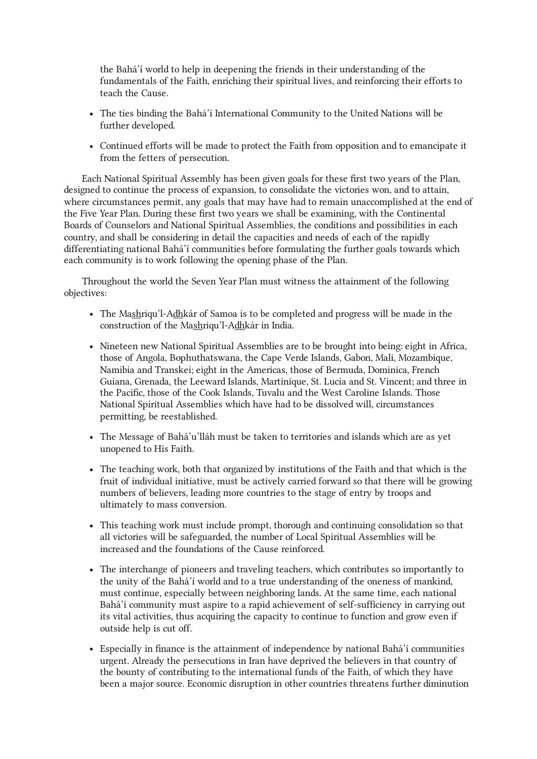the Bahá'í world to help in deepening the friends in their understanding of the fundamentals of the Faith, enriching their spiritual lives, and reinforcing their efforts to teach the Cause.

- The ties binding the Bahá'í International Community to the United Nations will be further developed.
- Continued efforts will be made to protect the Faith from opposition and to emancipate it from the fetters of persecution.

Each National Spiritual Assembly has been given goals for these first two years of the Plan, designed to continue the process of expansion, to consolidate the victories won, and to attain, where circumstances permit, any goals that may have had to remain unaccomplished at the end of the Five Year Plan. During these first two years we shall be examining, with the Continental Boards of Counselors and National Spiritual Assemblies, the conditions and possibilities in each country, and shall be considering in detail the capacities and needs of each of the rapidly differentiating national Bahá'í communities before formulating the further goals towards which each community is to work following the opening phase of the Plan.

Throughout the world the Seven Year Plan must witness the attainment of the following objectives:

- The Mashriqu'l-Adhkár of Samoa is to be completed and progress will be made in the construction of the Mashriqu'l-Adhkár in India.
- Nineteen new National Spiritual Assemblies are to be brought into being: eight in Africa, those of Angola, Bophuthatswana, the Cape Verde Islands, Gabon, Mali, Mozambique, Namibia and Transkei; eight in the Americas, those of Bermuda, Dominica, French Guiana, Grenada, the Leeward Islands, Martinique, St. Lucia and St. Vincent; and three in the Pacific, those of the Cook Islands, Tuvalu and the West Caroline Islands. Those National Spiritual Assemblies which have had to be dissolved will, circumstances permitting, be reestablished.
- The Message of Bahá'u'lláh must be taken to territories and islands which are as yet unopened to His Faith.
- The teaching work, both that organized by institutions of the Faith and that which is the fruit of individual initiative, must be actively carried forward so that there will be growing numbers of believers, leading more countries to the stage of entry by troops and ultimately to mass conversion.
- This teaching work must include prompt, thorough and continuing consolidation so that all victories will be safeguarded, the number of Local Spiritual Assemblies will be increased and the foundations of the Cause reinforced.
- The interchange of pioneers and traveling teachers, which contributes so importantly to the unity of the Bahá'í world and to a true understanding of the oneness of mankind, must continue, especially between neighboring lands. At the same time, each national Bahá'í community must aspire to a rapid achievement of self-sufficiency in carrying out its vital activities, thus acquiring the capacity to continue to function and grow even if outside help is cut off.
- Especially in finance is the attainment of independence by national Bahá'í communities urgent. Already the persecutions in Iran have deprived the believers in that country of the bounty of contributing to the international funds of the Faith, of which they have been a major source. Economic disruption in other countries threatens further diminution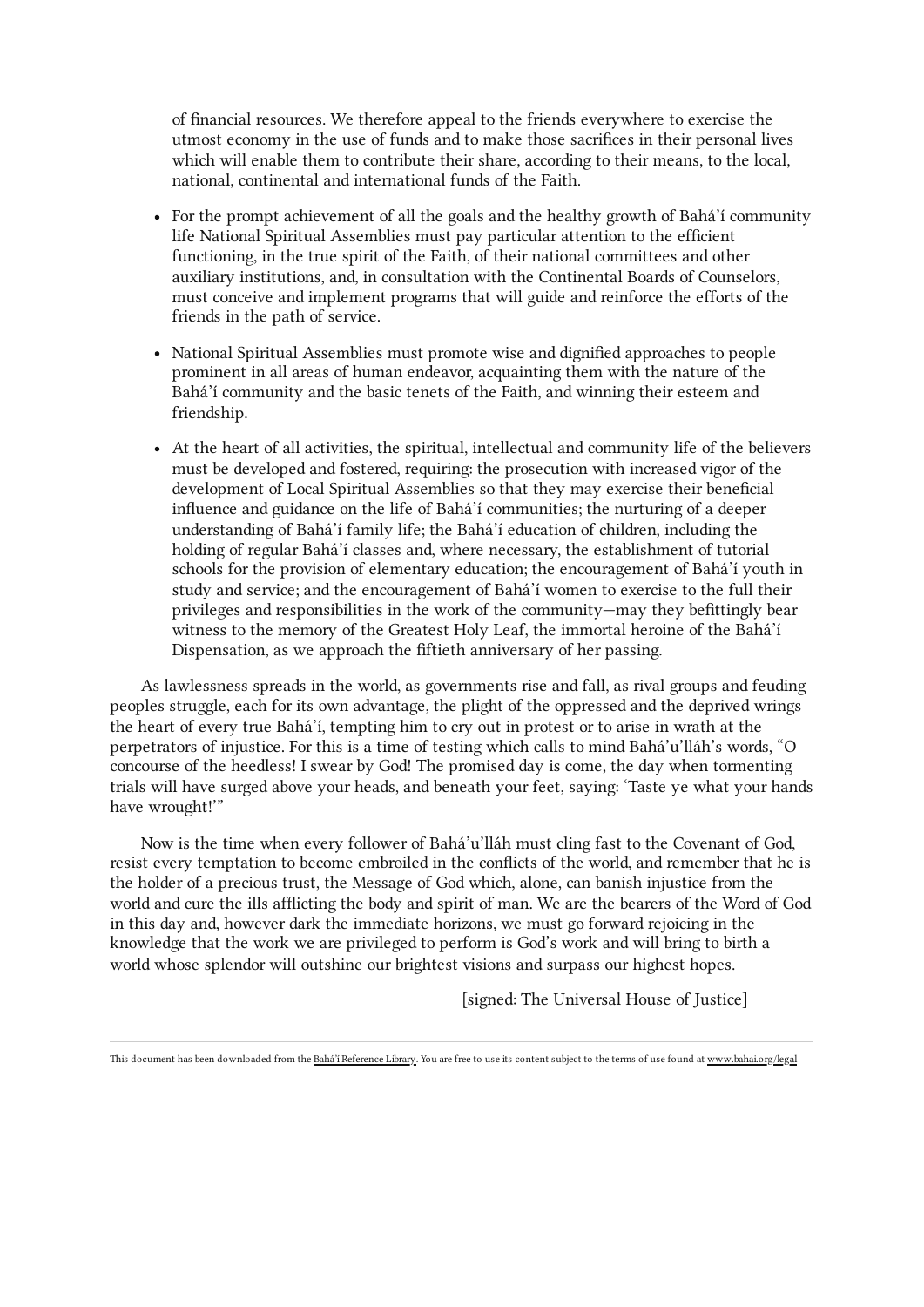of financial resources. We therefore appeal to the friends everywhere to exercise the utmost economy in the use of funds and to make those sacrifices in their personal lives which will enable them to contribute their share, according to their means, to the local, national, continental and international funds of the Faith.

- For the prompt achievement of all the goals and the healthy growth of Bahá'í community life National Spiritual Assemblies must pay particular attention to the efficient functioning, in the true spirit of the Faith, of their national committees and other auxiliary institutions, and, in consultation with the Continental Boards of Counselors, must conceive and implement programs that will guide and reinforce the efforts of the friends in the path of service.

- National Spiritual Assemblies must promote wise and dignified approaches to people prominent in all areas of human endeavor, acquainting them with the nature of the Bahá'í community and the basic tenets of the Faith, and winning their esteem and friendship.

- At the heart of all activities, the spiritual, intellectual and community life of the believers must be developed and fostered, requiring: the prosecution with increased vigor of the development of Local Spiritual Assemblies so that they may exercise their beneficial influence and guidance on the life of Bahá'í communities; the nurturing of a deeper understanding of Bahá'í family life; the Bahá'í education of children, including the holding of regular Bahá'í classes and, where necessary, the establishment of tutorial schools for the provision of elementary education; the encouragement of Bahá'í youth in study and service; and the encouragement of Bahá'í women to exercise to the full their privileges and responsibilities in the work of the community—may they befittingly bear witness to the memory of the Greatest Holy Leaf, the immortal heroine of the Bahá'í Dispensation, as we approach the fiftieth anniversary of her passing.

As lawlessness spreads in the world, as governments rise and fall, as rival groups and feuding peoples struggle, each for its own advantage, the plight of the oppressed and the deprived wrings the heart of every true Bahá'í, tempting him to cry out in protest or to arise in wrath at the perpetrators of injustice. For this is a time of testing which calls to mind Bahá'u'lláh's words, "O concourse of the heedless! I swear by God! The promised day is come, the day when tormenting trials will have surged above your heads, and beneath your feet, saying: 'Taste ye what your hands have wrought!'"

Now is the time when every follower of Bahá'u'lláh must cling fast to the Covenant of God, resist every temptation to become embroiled in the conflicts of the world, and remember that he is the holder of a precious trust, the Message of God which, alone, can banish injustice from the world and cure the ills afflicting the body and spirit of man. We are the bearers of the Word of God in this day and, however dark the immediate horizons, we must go forward rejoicing in the knowledge that the work we are privileged to perform is God's work and will bring to birth a world whose splendor will outshine our brightest visions and surpass our highest hopes.

[signed: The Universal House of Justice]

This document has been downloaded from the Bahá'í Reference Library. You are free to use its content subject to the terms of use found at www.bahai.org/legal